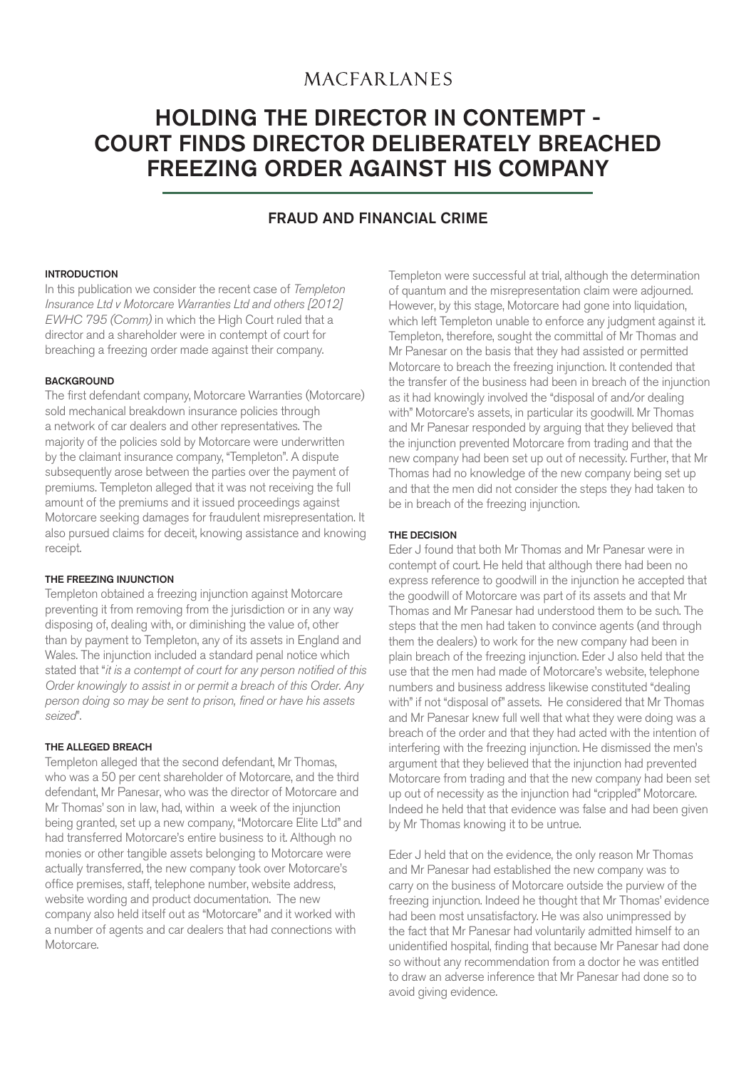MACFARLANES

# HOLDING THE DIRECTOR IN CONTEMPT - COURT FINDS DIRECTOR DELIBERATELY BREACHED FREEZING ORDER AGAINST HIS COMPANY

## FRAUD AND FINANCIAL CRIME

### INTRODUCTION

In this publication we consider the recent case of *Templeton Insurance Ltd v Motorcare Warranties Ltd and others [2012] EWHC 795 (Comm)* in which the High Court ruled that a director and a shareholder were in contempt of court for breaching a freezing order made against their company.

### BACKGROUND

The first defendant company, Motorcare Warranties (Motorcare) sold mechanical breakdown insurance policies through a network of car dealers and other representatives. The majority of the policies sold by Motorcare were underwritten by the claimant insurance company, "Templeton". A dispute subsequently arose between the parties over the payment of premiums. Templeton alleged that it was not receiving the full amount of the premiums and it issued proceedings against Motorcare seeking damages for fraudulent misrepresentation. It also pursued claims for deceit, knowing assistance and knowing receipt.

### THE FREEZING INJUNCTION

Templeton obtained a freezing injunction against Motorcare preventing it from removing from the jurisdiction or in any way disposing of, dealing with, or diminishing the value of, other than by payment to Templeton, any of its assets in England and Wales. The injunction included a standard penal notice which stated that "*it is a contempt of court for any person notified of this Order knowingly to assist in or permit a breach of this Order. Any person doing so may be sent to prison, fined or have his assets seized*".

### THE ALLEGED BREACH

Templeton alleged that the second defendant, Mr Thomas, who was a 50 per cent shareholder of Motorcare, and the third defendant, Mr Panesar, who was the director of Motorcare and Mr Thomas' son in law, had, within a week of the injunction being granted, set up a new company, "Motorcare Elite Ltd" and had transferred Motorcare's entire business to it. Although no monies or other tangible assets belonging to Motorcare were actually transferred, the new company took over Motorcare's office premises, staff, telephone number, website address, website wording and product documentation. The new company also held itself out as "Motorcare" and it worked with a number of agents and car dealers that had connections with Motorcare.

Templeton were successful at trial, although the determination of quantum and the misrepresentation claim were adjourned. However, by this stage, Motorcare had gone into liquidation, which left Templeton unable to enforce any judgment against it. Templeton, therefore, sought the committal of Mr Thomas and Mr Panesar on the basis that they had assisted or permitted Motorcare to breach the freezing injunction. It contended that the transfer of the business had been in breach of the injunction as it had knowingly involved the "disposal of and/or dealing with" Motorcare's assets, in particular its goodwill. Mr Thomas and Mr Panesar responded by arguing that they believed that the injunction prevented Motorcare from trading and that the new company had been set up out of necessity. Further, that Mr Thomas had no knowledge of the new company being set up and that the men did not consider the steps they had taken to be in breach of the freezing injunction.

### THE DECISION

Eder J found that both Mr Thomas and Mr Panesar were in contempt of court. He held that although there had been no express reference to goodwill in the injunction he accepted that the goodwill of Motorcare was part of its assets and that Mr Thomas and Mr Panesar had understood them to be such. The steps that the men had taken to convince agents (and through them the dealers) to work for the new company had been in plain breach of the freezing injunction. Eder J also held that the use that the men had made of Motorcare's website, telephone numbers and business address likewise constituted "dealing with" if not "disposal of" assets. He considered that Mr Thomas and Mr Panesar knew full well that what they were doing was a breach of the order and that they had acted with the intention of interfering with the freezing injunction. He dismissed the men's argument that they believed that the injunction had prevented Motorcare from trading and that the new company had been set up out of necessity as the injunction had "crippled" Motorcare. Indeed he held that that evidence was false and had been given by Mr Thomas knowing it to be untrue.

Eder J held that on the evidence, the only reason Mr Thomas and Mr Panesar had established the new company was to carry on the business of Motorcare outside the purview of the freezing injunction. Indeed he thought that Mr Thomas' evidence had been most unsatisfactory. He was also unimpressed by the fact that Mr Panesar had voluntarily admitted himself to an unidentified hospital, finding that because Mr Panesar had done so without any recommendation from a doctor he was entitled to draw an adverse inference that Mr Panesar had done so to avoid giving evidence.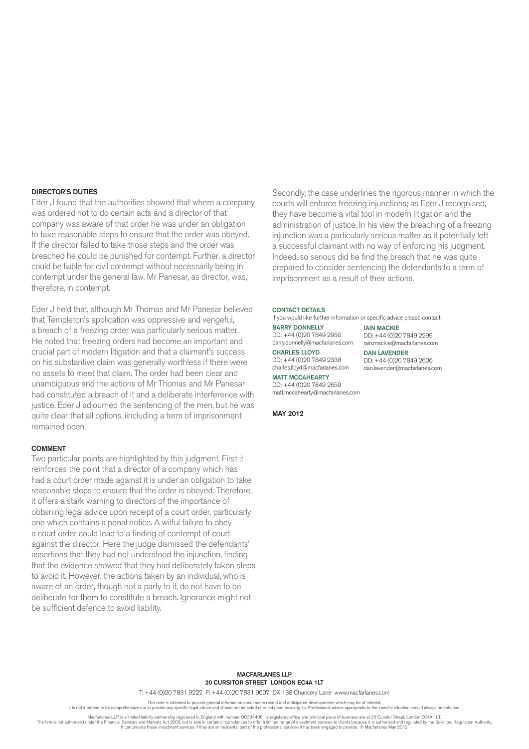## DIRECTOR'S DUTIES

Eder J found that the authorities showed that where a company was ordered not to do certain acts and a director of that company was aware of that order he was under an obligation to take reasonable steps to ensure that the order was obeyed. If the director failed to take those steps and the order was breached he could be punished for contempt. Further, a director could be liable for civil contempt without necessarily being in contempt under the general law. Mr Panesar, as director, was, therefore, in contempt.

Eder J held that, although Mr Thomas and Mr Panesar believed that Templeton's application was oppressive and vengeful, a breach of a freezing order was particularly serious matter. He noted that freezing orders had become an important and crucial part of modern litigation and that a claimant's success on his substantive claim was generally worthless if there were no assets to meet that claim. The order had been clear and unambiguous and the actions of Mr Thomas and Mr Panesar had constituted a breach of it and a deliberate interference with justice. Eder J adjourned the sentencing of the men, but he was quite clear that all options, iincluding a term of imprisonment remained open.

## COMMENT

Two particular points are highlighted by this judgment. First it reinforces the point that a director of a company which has had a court order made against it is under an obligation to take reasonable steps to ensure that the order is obeyed. Therefore, it offers a stark warning to directors of the importance of obtaining legal advice upon receipt of a court order, particularly one which contains a penal notice. A wilful failure to obey a court order could lead to a finding of contempt of court against the director. Here the judge dismissed the defendants' assertions that they had not understood the injunction, finding that the evidence showed that they had deliberately taken steps to avoid it. However, the actions taken by an individual, who is aware of an order, though not a party to it, do not have to be deliberate for them to constitute a breach. Ignorance might not be sufficient defence to avoid liability.

Secondly, the case underlines the rigorous manner in which the courts will enforce freezing injunctions; as Eder J recognised, they have become a vital tool in modern litigation and the administration of justice. In his view the breaching of a freezing injunction was a particularly serious matter as it potentially left a successful claimant with no way of enforcing his judgment. Indeed, so serious did he find the breach that he was quite prepared to consider sentencing the defendants to a term of imprisonment as a result of their actions.

## CONTACT DETAILS

If you would like further information or specific advice please contact:

**BARRY DONNELLY**
DD: +44 (0)20 7849 2950
barry.donnelly@macfarlanes.com

**CHARLES LLOYD**
DD: +44 (0)20 7849 2338
charles.lloyd@macfarlanes.com

**MATT MCCAHEARTY**
DD: +44 (0)20 7849 2659
matt.mccahearty@macfarlanes.com

**IAIN MACKIE**
DD: +44 (0)20 7849 2299
iain.mackie@macfarlanes.com

**DAN LAVENDER**
DD: +44 (0)20 7849 2606
dan.lavender@macfarlanes.com

**MAY 2012**

**MACFARLANES LLP**
**20 CURSITOR STREET LONDON EC4A 1LT**

T: +44 (0)20 7831 9222 F: +44 (0)20 7831 9607 DX 138 Chancery Lane www.macfarlanes.com

This note is intended to provide general information about some recent and anticipated developments which may be of interest.
It is not intended to be comprehensive nor to provide any specific legal advice and should not be acted or relied upon as doing so. Professional advice appropriate to the specific situation should always be obtained.

Macfarlanes LLP is a limited liability partnership registered in England with number OC334406. Its registered office and principal place of business are at 20 Cursitor Street, London EC4A 1LT.
The firm is not authorised under the Financial Services and Markets Act 2000, but is able in certain circumstances to offer a limited range of investment services to clients because it is authorised and regulated by the Solicitors Regulation Authority.
It can provide these investment services if they are an incidental part of the professional services it has been engaged to provide. © Macfarlanes May 2012